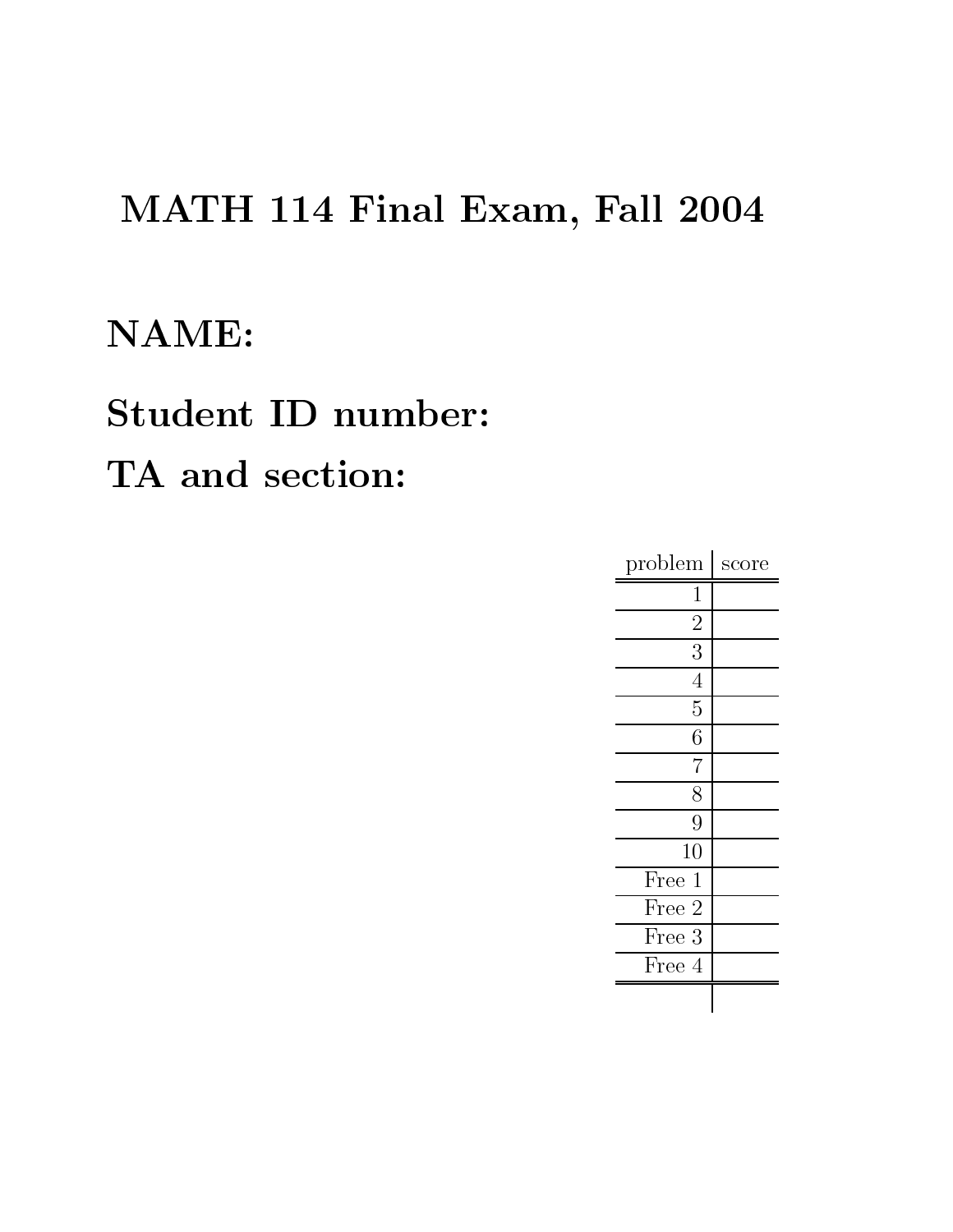# MATH 114 Final Exam, Fall 2004

**NAME:**

**Student ID number:**

**TA and section:**

| problem | score |
|---|---|
| 1 | |
| 2 | |
| 3 | |
| 4 | |
| 5 | |
| 6 | |
| 7 | |
| 8 | |
| 9 | |
| 10 | |
| Free 1 | |
| Free 2 | |
| Free 3 | |
| Free 4 | |
| | |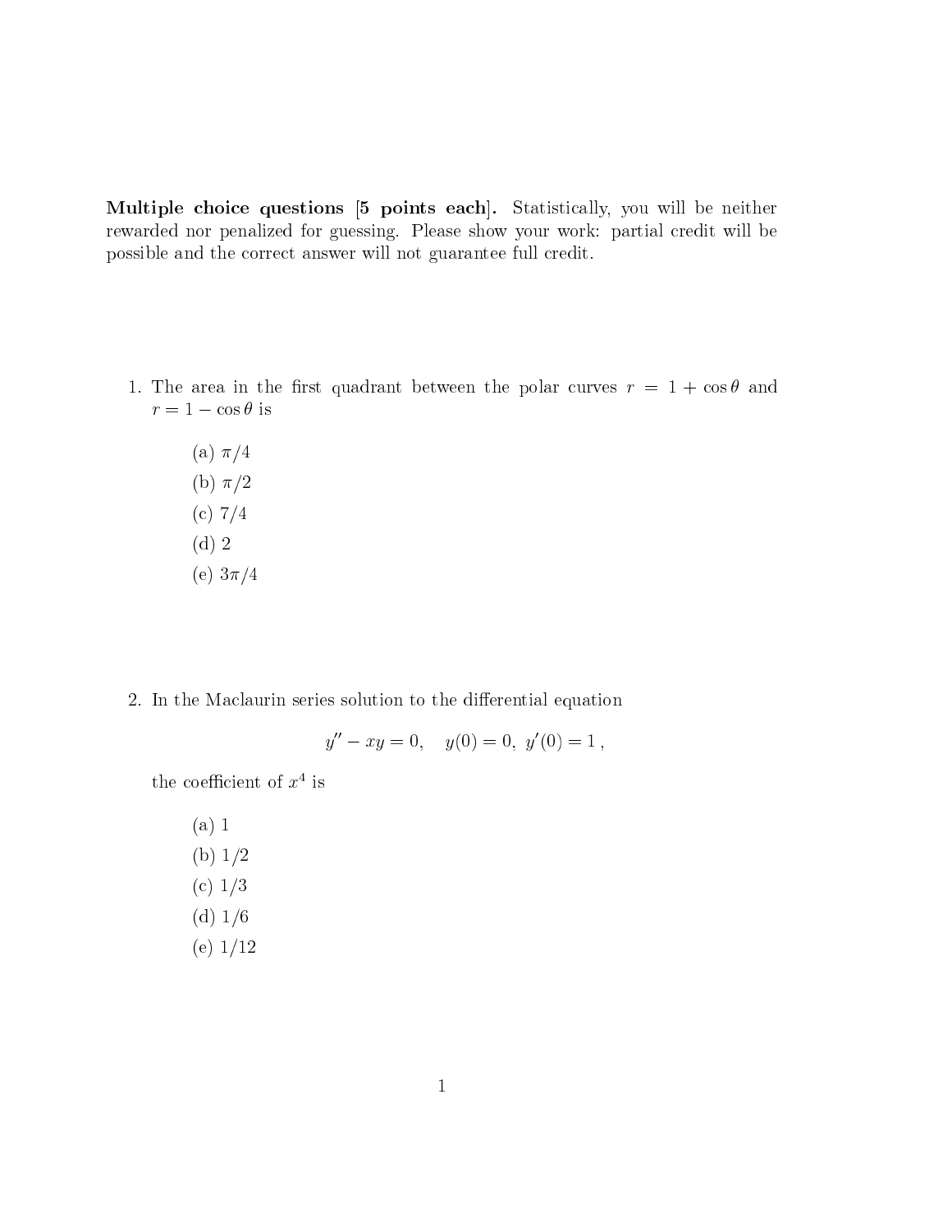**Multiple choice questions [5 points each].** Statistically, you will be neither rewarded nor penalized for guessing. Please show your work: partial credit will be possible and the correct answer will not guarantee full credit.

1. The area in the first quadrant between the polar curves $r = 1 + \cos\theta$ and $r = 1 - \cos\theta$ is

   (a) $\pi/4$
   (b) $\pi/2$
   (c) $7/4$
   (d) $2$
   (e) $3\pi/4$

2. In the Maclaurin series solution to the differential equation

$$y'' - xy = 0, \quad y(0) = 0, \ y'(0) = 1 \,,$$

   the coefficient of $x^4$ is

   (a) 1
   (b) 1/2
   (c) 1/3
   (d) 1/6
   (e) 1/12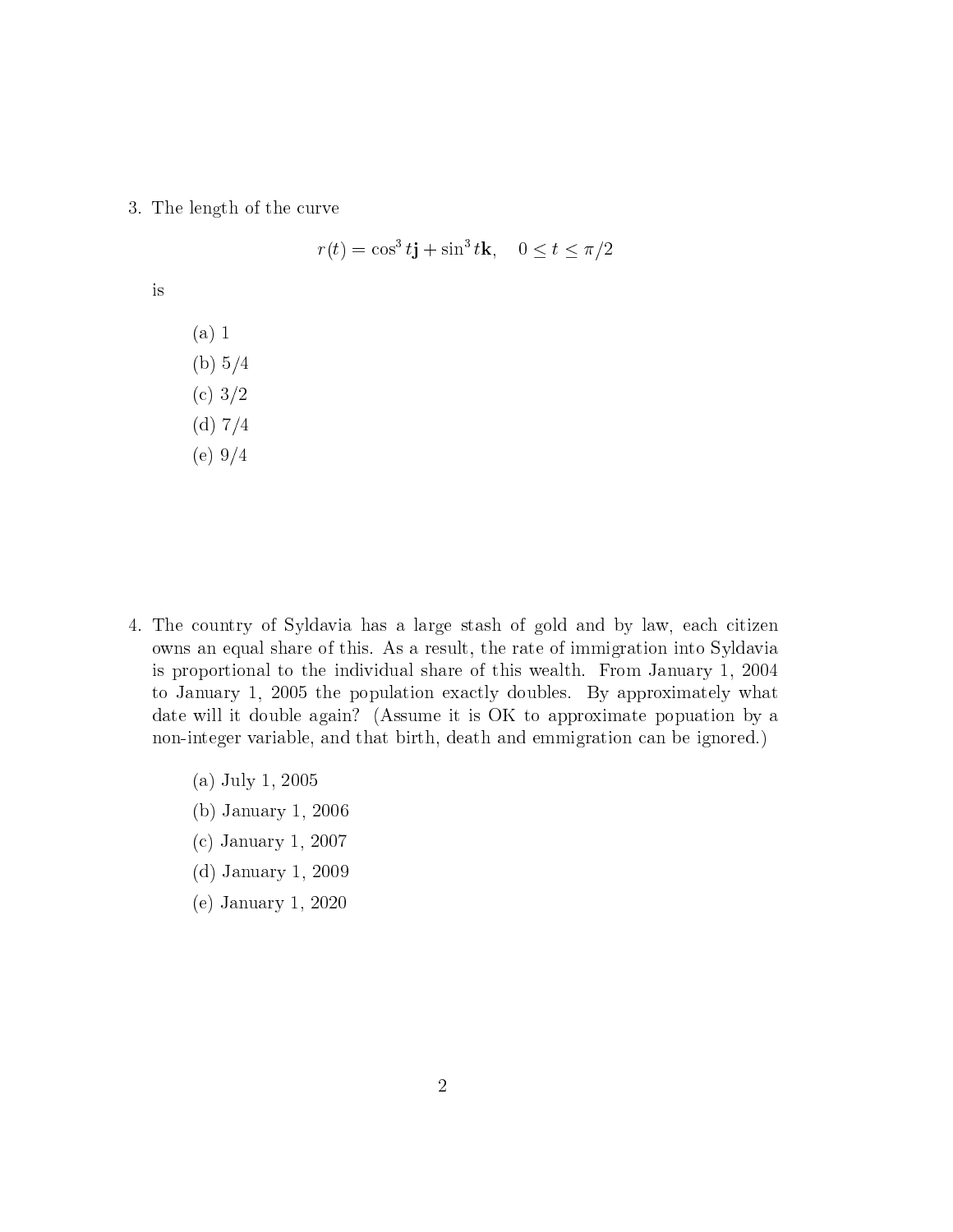3. The length of the curve

$$r(t) = \cos^3 t\mathbf{j} + \sin^3 t\mathbf{k}, \quad 0 \leq t \leq \pi/2$$

is

   (a) 1
   (b) 5/4
   (c) 3/2
   (d) 7/4
   (e) 9/4

4. The country of Syldavia has a large stash of gold and by law, each citizen owns an equal share of this. As a result, the rate of immigration into Syldavia is proportional to the individual share of this wealth. From January 1, 2004 to January 1, 2005 the population exactly doubles. By approximately what date will it double again? (Assume it is OK to approximate popuation by a non-integer variable, and that birth, death and emmigration can be ignored.)

   (a) July 1, 2005
   (b) January 1, 2006
   (c) January 1, 2007
   (d) January 1, 2009
   (e) January 1, 2020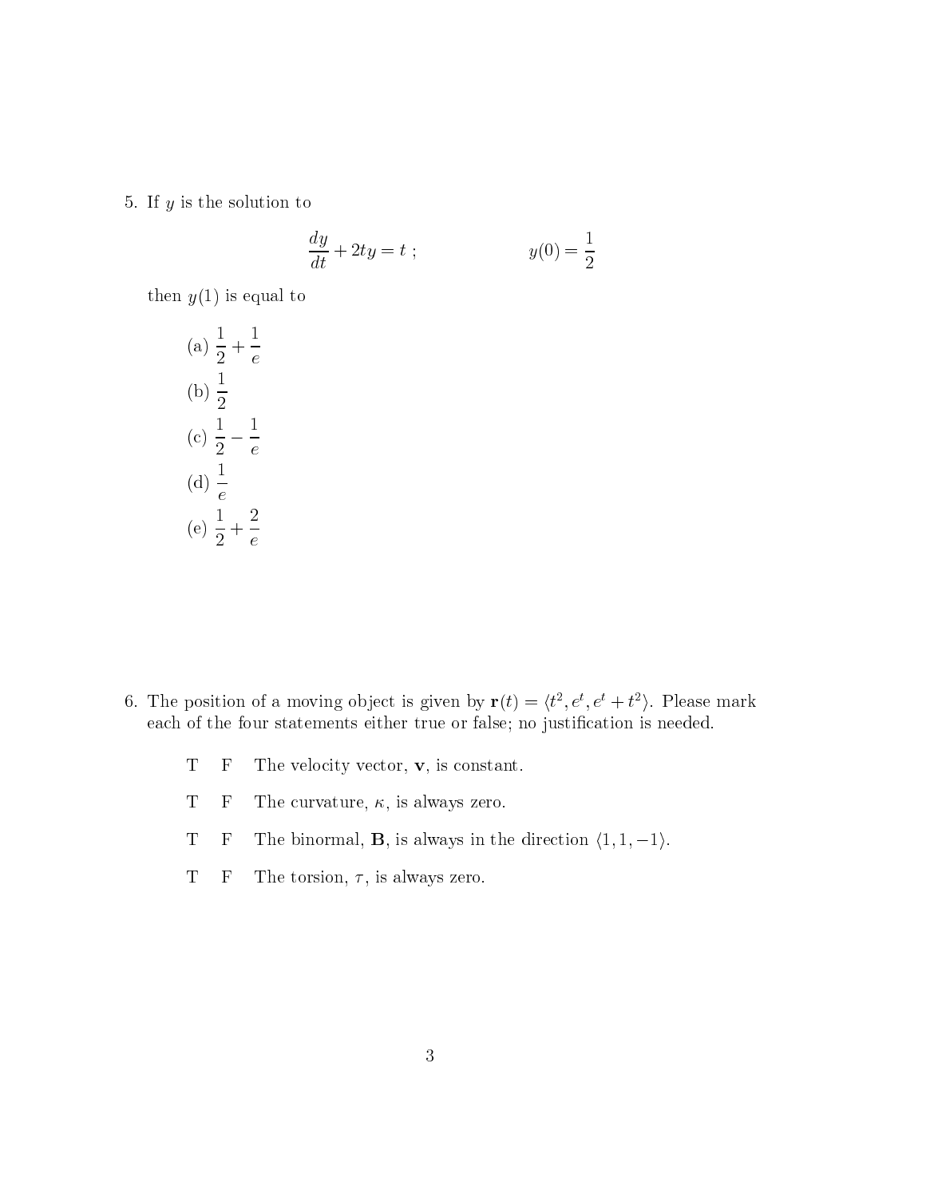5. If $y$ is the solution to

$$\frac{dy}{dt} + 2ty = t \; ; \qquad\qquad y(0) = \frac{1}{2}$$

then $y(1)$ is equal to

(a) $\frac{1}{2} + \frac{1}{e}$

(b) $\frac{1}{2}$

(c) $\frac{1}{2} - \frac{1}{e}$

(d) $\frac{1}{e}$

(e) $\frac{1}{2} + \frac{2}{e}$

6. The position of a moving object is given by $\mathbf{r}(t) = \langle t^2, e^t, e^t + t^2 \rangle$. Please mark each of the four statements either true or false; no justification is needed.

T F The velocity vector, $\mathbf{v}$, is constant.

T F The curvature, $\kappa$, is always zero.

T F The binormal, $\mathbf{B}$, is always in the direction $\langle 1, 1, -1 \rangle$.

T F The torsion, $\tau$, is always zero.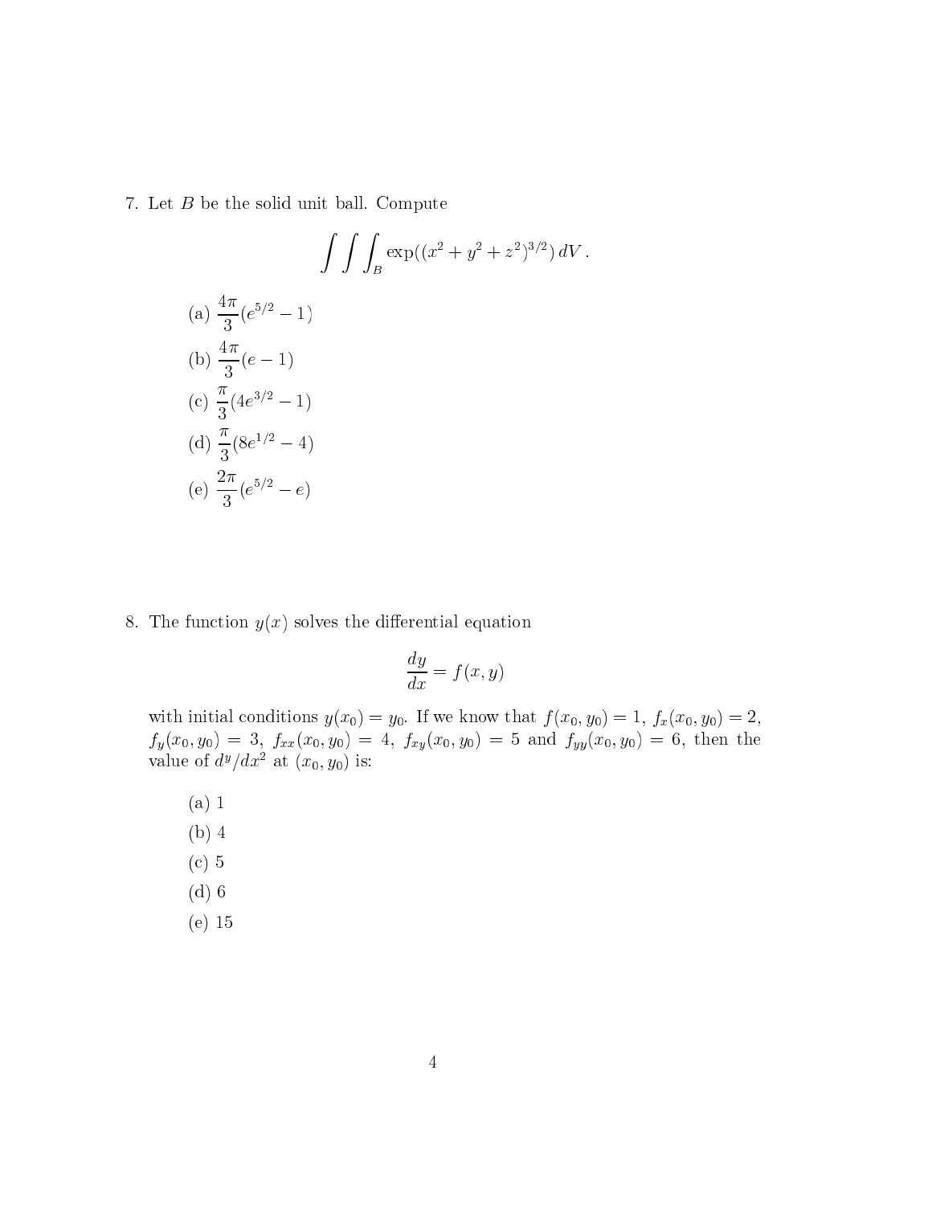7. Let $B$ be the solid unit ball. Compute

$$\int\int\int_B \exp((x^2 + y^2 + z^2)^{3/2})\, dV\,.$$

   (a) $\frac{4\pi}{3}(e^{5/2} - 1)$

   (b) $\frac{4\pi}{3}(e - 1)$

   (c) $\frac{\pi}{3}(4e^{3/2} - 1)$

   (d) $\frac{\pi}{3}(8e^{1/2} - 4)$

   (e) $\frac{2\pi}{3}(e^{5/2} - e)$

8. The function $y(x)$ solves the differential equation

$$\frac{dy}{dx} = f(x, y)$$

with initial conditions $y(x_0) = y_0$. If we know that $f(x_0, y_0) = 1$, $f_x(x_0, y_0) = 2$, $f_y(x_0, y_0) = 3$, $f_{xx}(x_0, y_0) = 4$, $f_{xy}(x_0, y_0) = 5$ and $f_{yy}(x_0, y_0) = 6$, then the value of $d^y/dx^2$ at $(x_0, y_0)$ is:

   (a) 1

   (b) 4

   (c) 5

   (d) 6

   (e) 15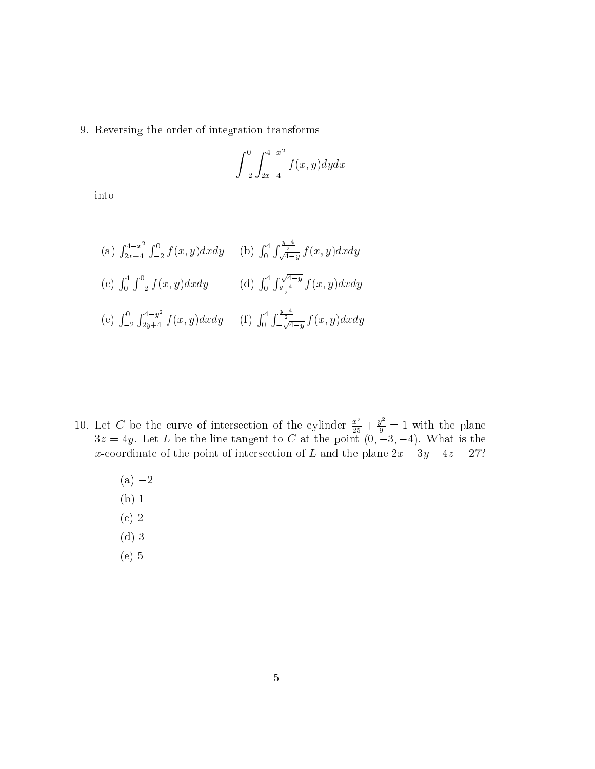9. Reversing the order of integration transforms

$$\int_{-2}^{0} \int_{2x+4}^{4-x^2} f(x,y)dydx$$

into

(a) $\int_{2x+4}^{4-x^2} \int_{-2}^{0} f(x,y)dxdy$ (b) $\int_{0}^{4} \int_{\sqrt{4-y}}^{\frac{y-4}{2}} f(x,y)dxdy$

(c) $\int_{0}^{4} \int_{-2}^{0} f(x,y)dxdy$ (d) $\int_{0}^{4} \int_{\frac{y-4}{2}}^{\sqrt{4-y}} f(x,y)dxdy$

(e) $\int_{-2}^{0} \int_{2y+4}^{4-y^2} f(x,y)dxdy$ (f) $\int_{0}^{4} \int_{-\sqrt{4-y}}^{\frac{y-4}{2}} f(x,y)dxdy$

10. Let $C$ be the curve of intersection of the cylinder $\frac{x^2}{25} + \frac{y^2}{9} = 1$ with the plane $3z = 4y$. Let $L$ be the line tangent to $C$ at the point $(0, -3, -4)$. What is the $x$-coordinate of the point of intersection of $L$ and the plane $2x - 3y - 4z = 27$?

(a) $-2$

(b) 1

(c) 2

(d) 3

(e) 5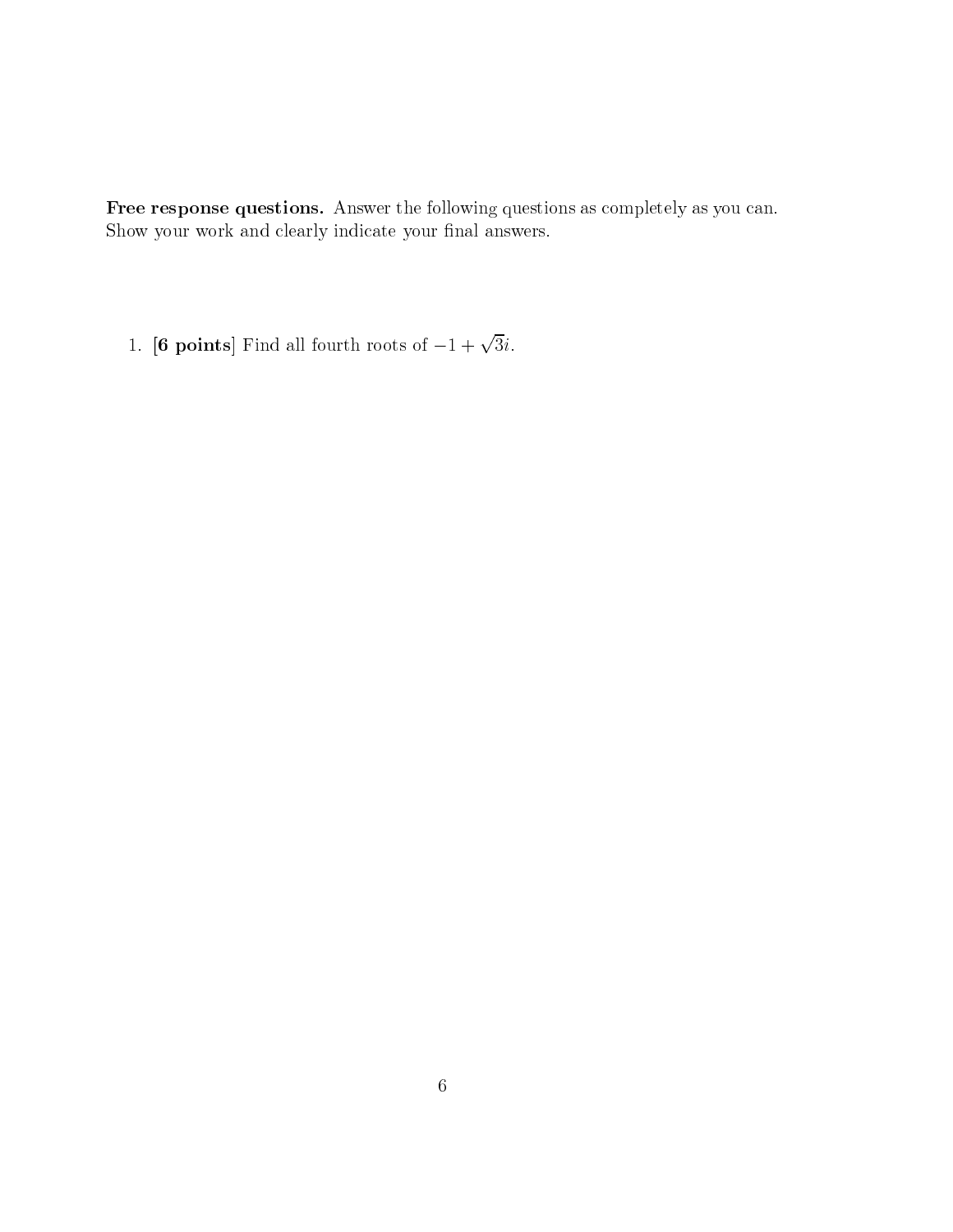**Free response questions.** Answer the following questions as completely as you can. Show your work and clearly indicate your final answers.

1. **[6 points]** Find all fourth roots of $-1 + \sqrt{3}i$.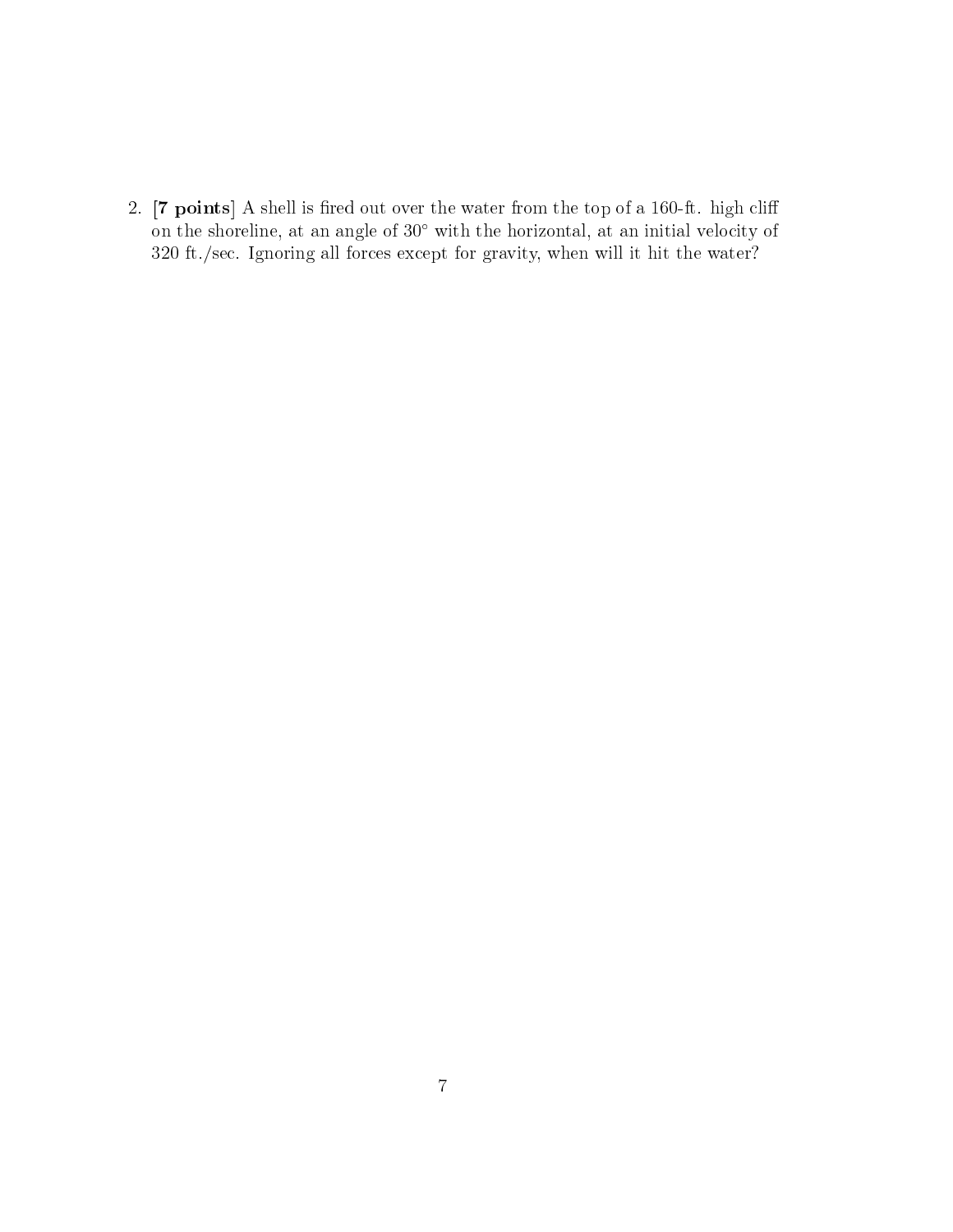2. **[7 points]** A shell is fired out over the water from the top of a 160-ft. high cliff on the shoreline, at an angle of $30^\circ$ with the horizontal, at an initial velocity of 320 ft./sec. Ignoring all forces except for gravity, when will it hit the water?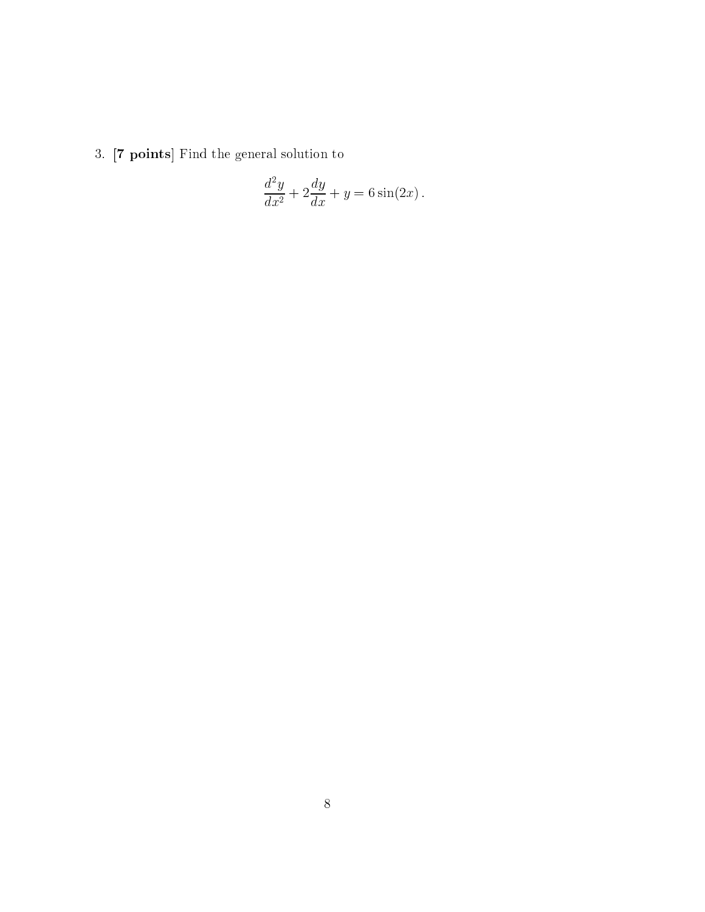3. **[7 points]** Find the general solution to

$$\frac{d^2y}{dx^2} + 2\frac{dy}{dx} + y = 6\sin(2x)\,.$$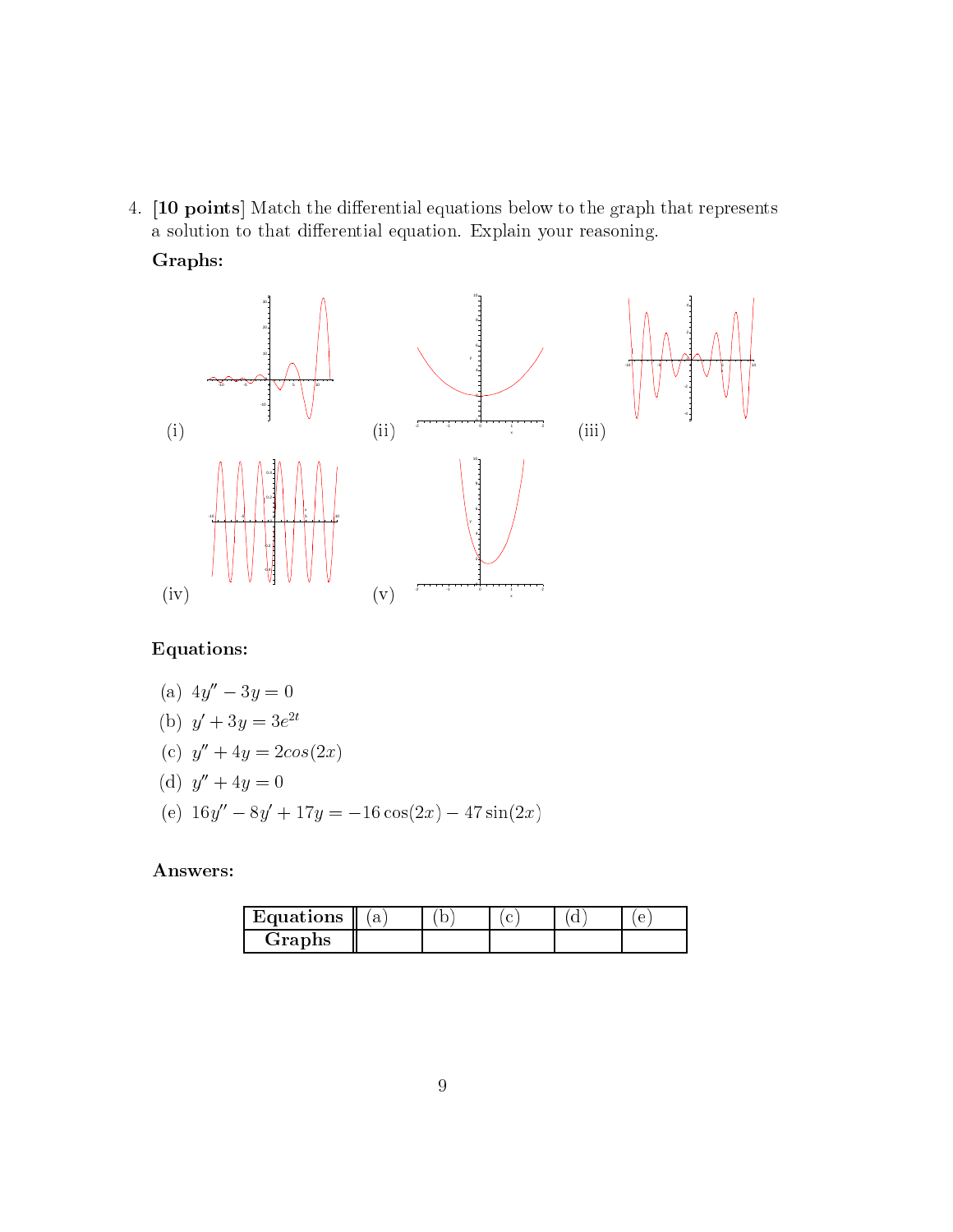4. **[10 points]** Match the differential equations below to the graph that represents a solution to that differential equation. Explain your reasoning.

**Graphs:**

(i)

(ii)

(iii)

(iv)

(v)

**Equations:**

(a) $4y'' - 3y = 0$

(b) $y' + 3y = 3e^{2t}$

(c) $y'' + 4y = 2cos(2x)$

(d) $y'' + 4y = 0$

(e) $16y'' - 8y' + 17y = -16\cos(2x) - 47\sin(2x)$

**Answers:**

| **Equations** | (a) | (b) | (c) | (d) | (e) |
|---|---|---|---|---|---|
| **Graphs** | | | | | |